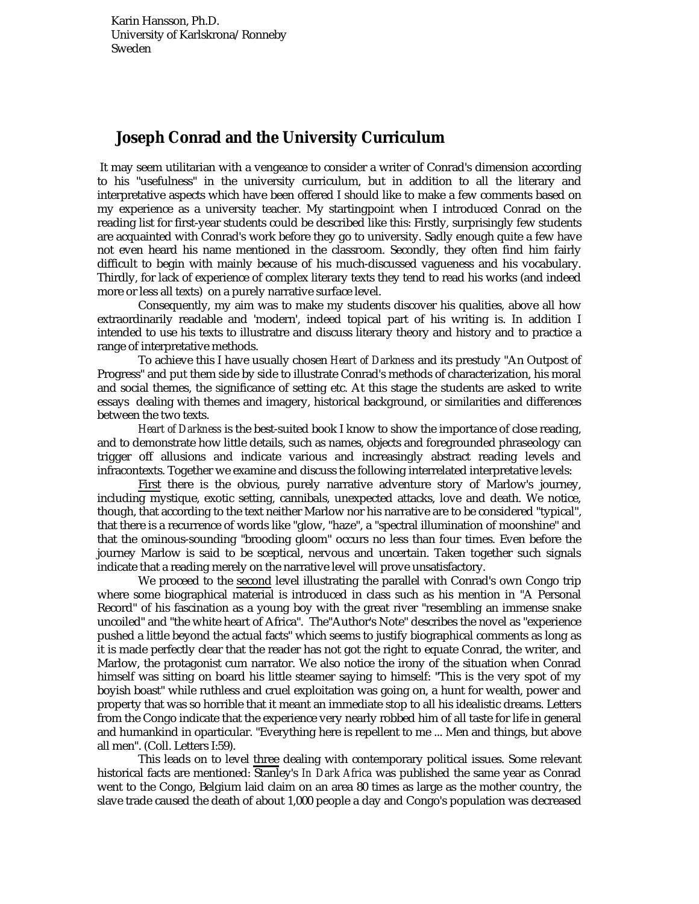Karin Hansson, Ph.D.
University of Karlskrona/Ronneby
Sweden

# Joseph Conrad and the University Curriculum

It may seem utilitarian with a vengeance to consider a writer of Conrad's dimension according to his "usefulness" in the university curriculum, but in addition to all the literary and interpretative aspects which have been offered I should like to make a few comments based on my experience as a university teacher. My startingpoint when I introduced Conrad on the reading list for first-year students could be described like this: Firstly, surprisingly few students are acquainted with Conrad's work before they go to university. Sadly enough quite a few have not even heard his name mentioned in the classroom. Secondly, they often find him fairly difficult to begin with mainly because of his much-discussed vagueness and his vocabulary. Thirdly, for lack of experience of complex literary texts they tend to read his works (and indeed more or less all texts) on a purely narrative surface level.

Consequently, my aim was to make my students discover his qualities, above all how extraordinarily readable and 'modern', indeed topical part of his writing is. In addition I intended to use his texts to illustratre and discuss literary theory and history and to practice a range of interpretative methods.

To achieve this I have usually chosen *Heart of Darkness* and its prestudy "An Outpost of Progress" and put them side by side to illustrate Conrad's methods of characterization, his moral and social themes, the significance of setting etc. At this stage the students are asked to write essays dealing with themes and imagery, historical background, or similarities and differences between the two texts.

*Heart of Darkness* is the best-suited book I know to show the importance of close reading, and to demonstrate how little details, such as names, objects and foregrounded phraseology can trigger off allusions and indicate various and increasingly abstract reading levels and infracontexts. Together we examine and discuss the following interrelated interpretative levels:

<u>First</u> there is the obvious, purely narrative adventure story of Marlow's journey, including mystique, exotic setting, cannibals, unexpected attacks, love and death. We notice, though, that according to the text neither Marlow nor his narrative are to be considered "typical", that there is a recurrence of words like "glow, "haze", a "spectral illumination of moonshine" and that the ominous-sounding "brooding gloom" occurs no less than four times. Even before the journey Marlow is said to be sceptical, nervous and uncertain. Taken together such signals indicate that a reading merely on the narrative level will prove unsatisfactory.

We proceed to the <u>second</u> level illustrating the parallel with Conrad's own Congo trip where some biographical material is introduced in class such as his mention in "A Personal Record" of his fascination as a young boy with the great river "resembling an immense snake uncoiled" and "the white heart of Africa". The"Author's Note" describes the novel as "experience pushed a little beyond the actual facts" which seems to justify biographical comments as long as it is made perfectly clear that the reader has not got the right to equate Conrad, the writer, and Marlow, the protagonist cum narrator. We also notice the irony of the situation when Conrad himself was sitting on board his little steamer saying to himself: "This is the very spot of my boyish boast" while ruthless and cruel exploitation was going on, a hunt for wealth, power and property that was so horrible that it meant an immediate stop to all his idealistic dreams. Letters from the Congo indicate that the experience very nearly robbed him of all taste for life in general and humankind in oparticular. "Everything here is repellent to me ... Men and things, but above all men". (Coll. Letters I:59).

This leads on to level <u>three</u> dealing with contemporary political issues. Some relevant historical facts are mentioned: Stanley's *In Dark Africa* was published the same year as Conrad went to the Congo, Belgium laid claim on an area 80 times as large as the mother country, the slave trade caused the death of about 1,000 people a day and Congo's population was decreased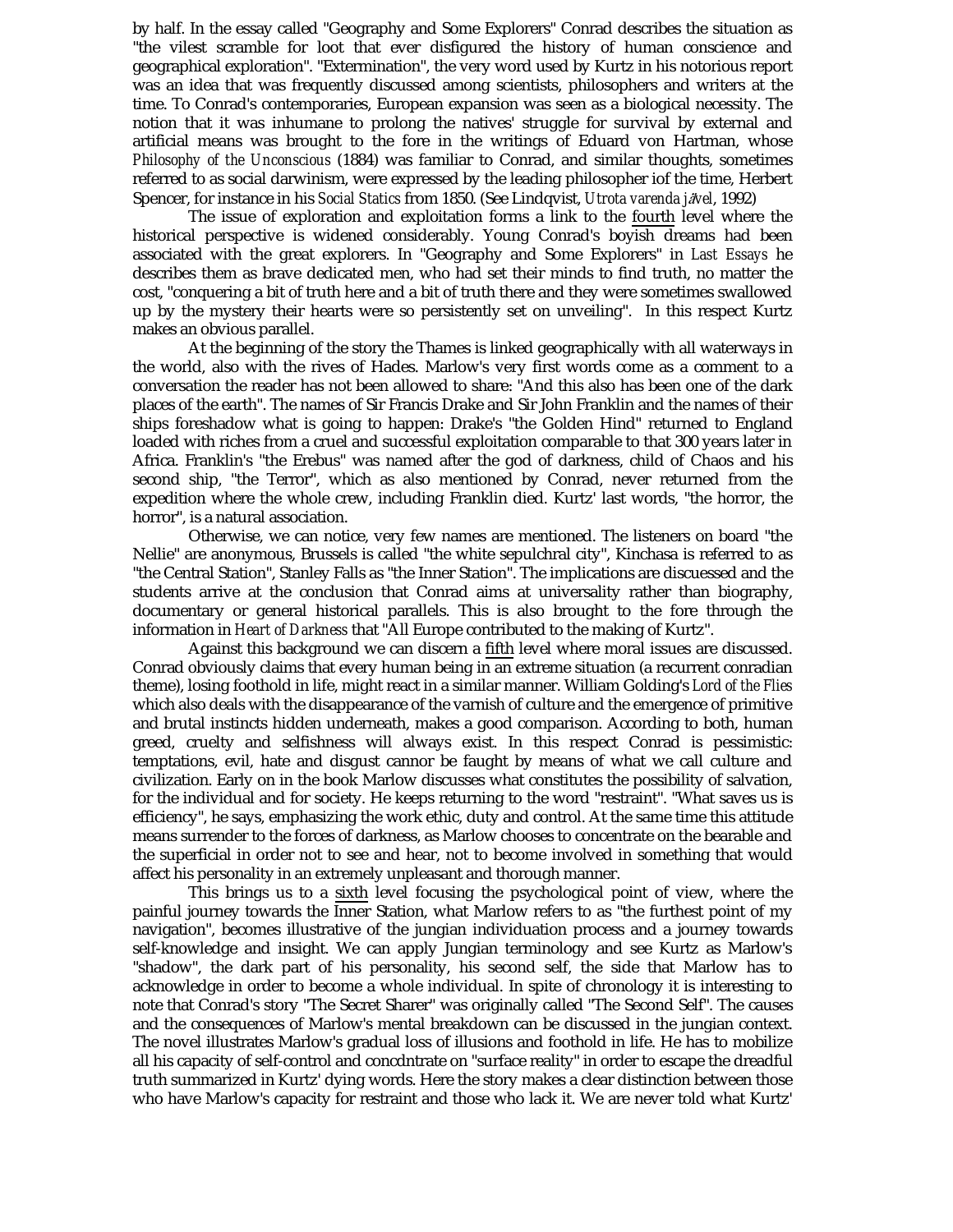by half. In the essay called "Geography and Some Explorers" Conrad describes the situation as "the vilest scramble for loot that ever disfigured the history of human conscience and geographical exploration". "Extermination", the very word used by Kurtz in his notorious report was an idea that was frequently discussed among scientists, philosophers and writers at the time. To Conrad's contemporaries, European expansion was seen as a biological necessity. The notion that it was inhumane to prolong the natives' struggle for survival by external and artificial means was brought to the fore in the writings of Eduard von Hartman, whose *Philosophy of the Unconscious* (1884) was familiar to Conrad, and similar thoughts, sometimes referred to as social darwinism, were expressed by the leading philosopher iof the time, Herbert Spencer, for instance in his *Social Statics* from 1850. (See Lindqvist, *Utrota varenda jävel*, 1992)

The issue of exploration and exploitation forms a link to the <u>fourth</u> level where the historical perspective is widened considerably. Young Conrad's boyish dreams had been associated with the great explorers. In "Geography and Some Explorers" in *Last Essays* he describes them as brave dedicated men, who had set their minds to find truth, no matter the cost, "conquering a bit of truth here and a bit of truth there and they were sometimes swallowed up by the mystery their hearts were so persistently set on unveiling". In this respect Kurtz makes an obvious parallel.

At the beginning of the story the Thames is linked geographically with all waterways in the world, also with the rives of Hades. Marlow's very first words come as a comment to a conversation the reader has not been allowed to share: "And this also has been one of the dark places of the earth". The names of Sir Francis Drake and Sir John Franklin and the names of their ships foreshadow what is going to happen: Drake's "the Golden Hind" returned to England loaded with riches from a cruel and successful exploitation comparable to that 300 years later in Africa. Franklin's "the Erebus" was named after the god of darkness, child of Chaos and his second ship, "the Terror", which as also mentioned by Conrad, never returned from the expedition where the whole crew, including Franklin died. Kurtz' last words, "the horror, the horror", is a natural association.

Otherwise, we can notice, very few names are mentioned. The listeners on board "the Nellie" are anonymous, Brussels is called "the white sepulchral city", Kinchasa is referred to as "the Central Station", Stanley Falls as "the Inner Station". The implications are discuessed and the students arrive at the conclusion that Conrad aims at universality rather than biography, documentary or general historical parallels. This is also brought to the fore through the information in *Heart of Darkness* that "All Europe contributed to the making of Kurtz".

Against this background we can discern a <u>fifth</u> level where moral issues are discussed. Conrad obviously claims that every human being in an extreme situation (a recurrent conradian theme), losing foothold in life, might react in a similar manner. William Golding's *Lord of the Flies* which also deals with the disappearance of the varnish of culture and the emergence of primitive and brutal instincts hidden underneath, makes a good comparison. According to both, human greed, cruelty and selfishness will always exist. In this respect Conrad is pessimistic: temptations, evil, hate and disgust cannor be faught by means of what we call culture and civilization. Early on in the book Marlow discusses what constitutes the possibility of salvation, for the individual and for society. He keeps returning to the word "restraint". "What saves us is efficiency", he says, emphasizing the work ethic, duty and control. At the same time this attitude means surrender to the forces of darkness, as Marlow chooses to concentrate on the bearable and the superficial in order not to see and hear, not to become involved in something that would affect his personality in an extremely unpleasant and thorough manner.

This brings us to a <u>sixth</u> level focusing the psychological point of view, where the painful journey towards the Inner Station, what Marlow refers to as "the furthest point of my navigation", becomes illustrative of the jungian individuation process and a journey towards self-knowledge and insight. We can apply Jungian terminology and see Kurtz as Marlow's "shadow", the dark part of his personality, his second self, the side that Marlow has to acknowledge in order to become a whole individual. In spite of chronology it is interesting to note that Conrad's story "The Secret Sharer" was originally called "The Second Self". The causes and the consequences of Marlow's mental breakdown can be discussed in the jungian context. The novel illustrates Marlow's gradual loss of illusions and foothold in life. He has to mobilize all his capacity of self-control and concdntrate on "surface reality" in order to escape the dreadful truth summarized in Kurtz' dying words. Here the story makes a clear distinction between those who have Marlow's capacity for restraint and those who lack it. We are never told what Kurtz'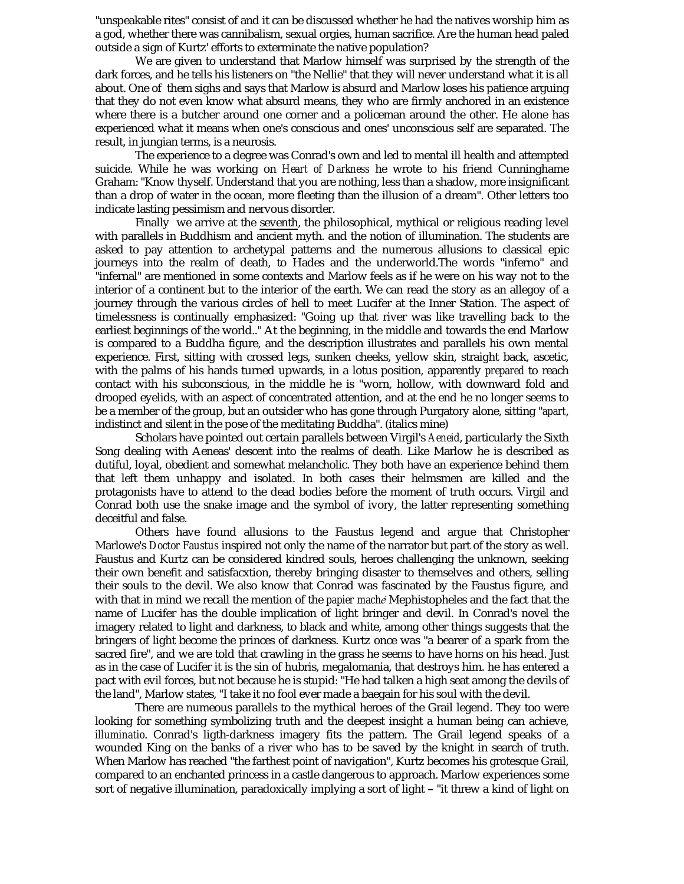"unspeakable rites" consist of and it can be discussed whether he had the natives worship him as a god, whether there was cannibalism, sexual orgies, human sacrifice. Are the human head paled outside a sign of Kurtz' efforts to exterminate the native population?

We are given to understand that Marlow himself was surprised by the strength of the dark forces, and he tells his listeners on "the Nellie" that they will never understand what it is all about. One of them sighs and says that Marlow is absurd and Marlow loses his patience arguing that they do not even know what absurd means, they who are firmly anchored in an existence where there is a butcher around one corner and a policeman around the other. He alone has experienced what it means when one's conscious and ones' unconscious self are separated. The result, in jungian terms, is a neurosis.

The experience to a degree was Conrad's own and led to mental ill health and attempted suicide. While he was working on *Heart of Darkness* he wrote to his friend Cunninghame Graham: "Know thyself. Understand that you are nothing, less than a shadow, more insignificant than a drop of water in the ocean, more fleeting than the illusion of a dream". Other letters too indicate lasting pessimism and nervous disorder.

Finally we arrive at the <u>seventh</u>, the philosophical, mythical or religious reading level with parallels in Buddhism and ancient myth. and the notion of illumination. The students are asked to pay attention to archetypal patterns and the numerous allusions to classical epic journeys into the realm of death, to Hades and the underworld.The words "inferno" and "infernal" are mentioned in some contexts and Marlow feels as if he were on his way not to the interior of a continent but to the interior of the earth. We can read the story as an allegoy of a journey through the various circles of hell to meet Lucifer at the Inner Station. The aspect of timelessness is continually emphasized: "Going up that river was like travelling back to the earliest beginnings of the world.." At the beginning, in the middle and towards the end Marlow is compared to a Buddha figure, and the description illustrates and parallels his own mental experience. First, sitting with crossed legs, sunken cheeks, yellow skin, straight back, ascetic, with the palms of his hands turned upwards, in a lotus position, apparently *prepared* to reach contact with his subconscious, in the middle he is "worn, hollow, with downward fold and drooped eyelids, with an aspect of concentrated attention, and at the end he no longer seems to be a member of the group, but an outsider who has gone through Purgatory alone, sitting "*apart*, indistinct and silent in the pose of the meditating Buddha". (italics mine)

Scholars have pointed out certain parallels between Virgil's *Aeneid*, particularly the Sixth Song dealing with Aeneas' descent into the realms of death. Like Marlow he is described as dutiful, loyal, obedient and somewhat melancholic. They both have an experience behind them that left them unhappy and isolated. In both cases their helmsmen are killed and the protagonists have to attend to the dead bodies before the moment of truth occurs. Virgil and Conrad both use the snake image and the symbol of ivory, the latter representing something deceitful and false.

Others have found allusions to the Faustus legend and argue that Christopher Marlowe's *Doctor Faustus* inspired not only the name of the narrator but part of the story as well. Faustus and Kurtz can be considered kindred souls, heroes challenging the unknown, seeking their own benefit and satisfacxtion, thereby bringing disaster to themselves and others, selling their souls to the devil. We also know that Conrad was fascinated by the Faustus figure, and with that in mind we recall the mention of the *papier maché* Mephistopheles and the fact that the name of Lucifer has the double implication of light bringer and devil. In Conrad's novel the imagery related to light and darkness, to black and white, among other things suggests that the bringers of light become the princes of darkness. Kurtz once was "a bearer of a spark from the sacred fire", and we are told that crawling in the grass he seems to have horns on his head. Just as in the case of Lucifer it is the sin of hubris, megalomania, that destroys him. he has entered a pact with evil forces, but not because he is stupid: "He had talken a high seat among the devils of the land", Marlow states, "I take it no fool ever made a baegain for his soul with the devil.

There are numeous parallels to the mythical heroes of the Grail legend. They too were looking for something symbolizing truth and the deepest insight a human being can achieve, *illuminatio*. Conrad's ligth-darkness imagery fits the pattern. The Grail legend speaks of a wounded King on the banks of a river who has to be saved by the knight in search of truth. When Marlow has reached "the farthest point of navigation", Kurtz becomes his grotesque Grail, compared to an enchanted princess in a castle dangerous to approach. Marlow experiences some sort of negative illumination, paradoxically implying a sort of light – "it threw a kind of light on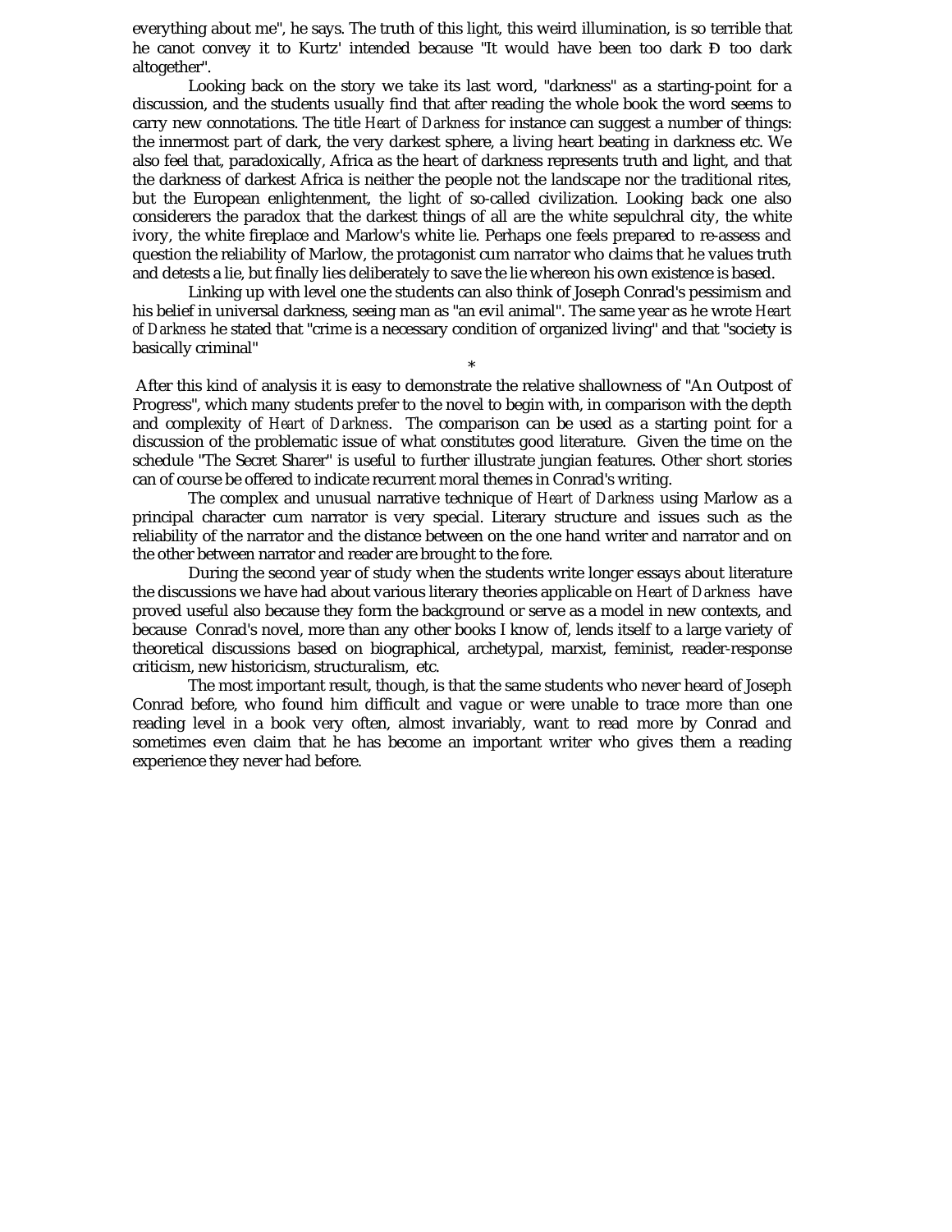everything about me", he says. The truth of this light, this weird illumination, is so terrible that he canot convey it to Kurtz' intended because "It would have been too dark Ð too dark altogether".

Looking back on the story we take its last word, "darkness" as a starting-point for a discussion, and the students usually find that after reading the whole book the word seems to carry new connotations. The title *Heart of Darkness* for instance can suggest a number of things: the innermost part of dark, the very darkest sphere, a living heart beating in darkness etc. We also feel that, paradoxically, Africa as the heart of darkness represents truth and light, and that the darkness of darkest Africa is neither the people not the landscape nor the traditional rites, but the European enlightenment, the light of so-called civilization. Looking back one also considerers the paradox that the darkest things of all are the white sepulchral city, the white ivory, the white fireplace and Marlow's white lie. Perhaps one feels prepared to re-assess and question the reliability of Marlow, the protagonist cum narrator who claims that he values truth and detests a lie, but finally lies deliberately to save the lie whereon his own existence is based.

Linking up with level one the students can also think of Joseph Conrad's pessimism and his belief in universal darkness, seeing man as "an evil animal". The same year as he wrote *Heart of Darkness* he stated that "crime is a necessary condition of organized living" and that "society is basically criminal"

*

After this kind of analysis it is easy to demonstrate the relative shallowness of "An Outpost of Progress", which many students prefer to the novel to begin with, in comparison with the depth and complexity of *Heart of Darkness*. The comparison can be used as a starting point for a discussion of the problematic issue of what constitutes good literature. Given the time on the schedule "The Secret Sharer" is useful to further illustrate jungian features. Other short stories can of course be offered to indicate recurrent moral themes in Conrad's writing.

The complex and unusual narrative technique of *Heart of Darkness* using Marlow as a principal character cum narrator is very special. Literary structure and issues such as the reliability of the narrator and the distance between on the one hand writer and narrator and on the other between narrator and reader are brought to the fore.

During the second year of study when the students write longer essays about literature the discussions we have had about various literary theories applicable on *Heart of Darkness* have proved useful also because they form the background or serve as a model in new contexts, and because Conrad's novel, more than any other books I know of, lends itself to a large variety of theoretical discussions based on biographical, archetypal, marxist, feminist, reader-response criticism, new historicism, structuralism, etc.

The most important result, though, is that the same students who never heard of Joseph Conrad before, who found him difficult and vague or were unable to trace more than one reading level in a book very often, almost invariably, want to read more by Conrad and sometimes even claim that he has become an important writer who gives them a reading experience they never had before.